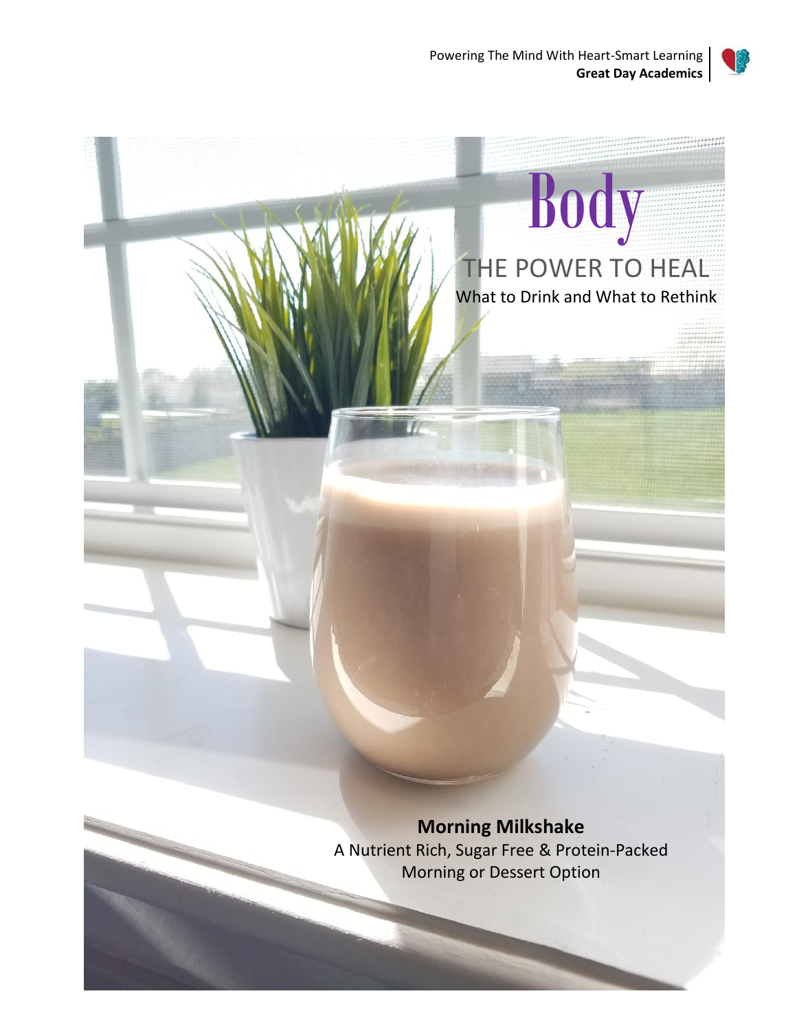# Body

## THE POWER TO HEAL

What to Drink and What to Rethink

**Morning Milkshake**

A Nutrient Rich, Sugar Free & Protein-Packed Morning or Dessert Option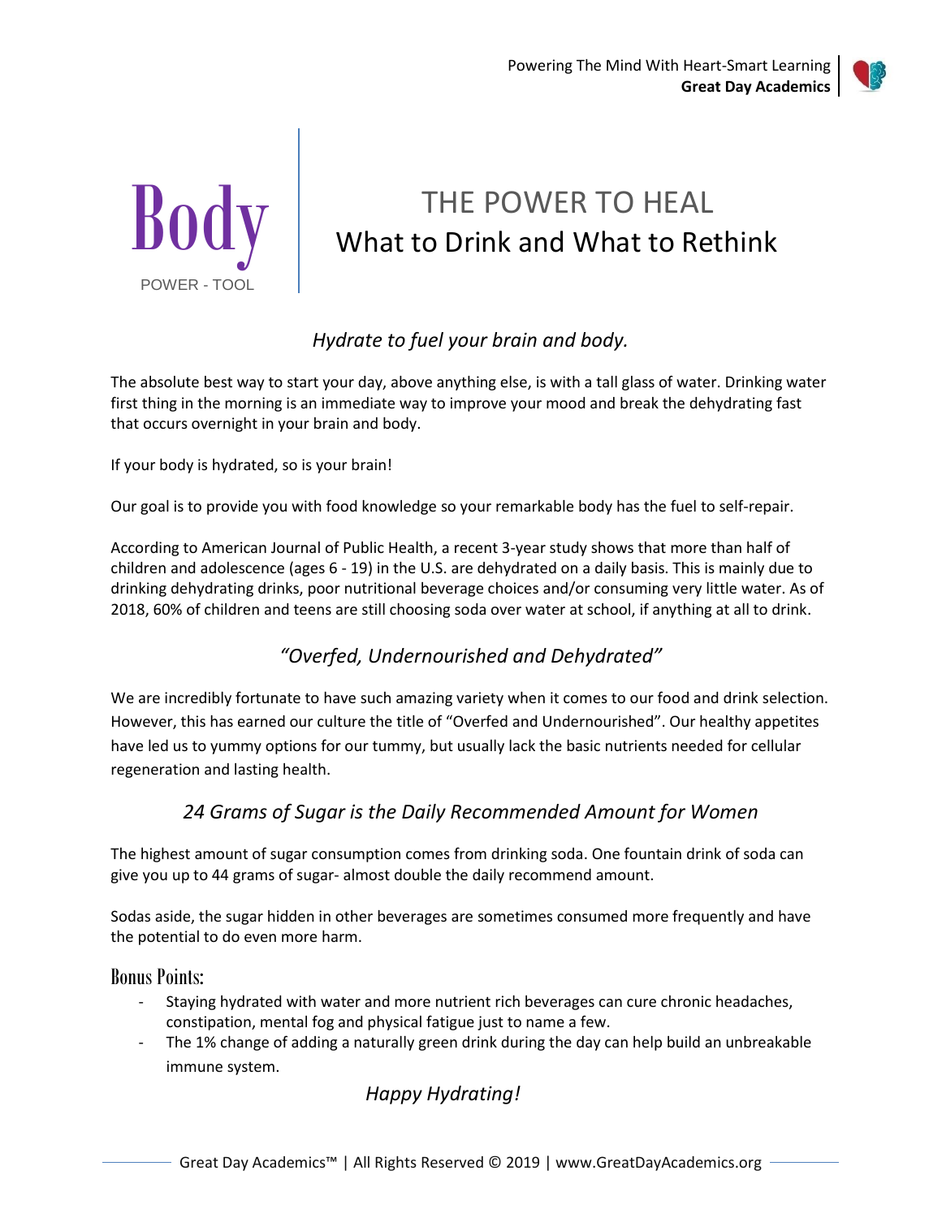# Body

POWER - TOOL

# THE POWER TO HEAL
## What to Drink and What to Rethink

### *Hydrate to fuel your brain and body.*

The absolute best way to start your day, above anything else, is with a tall glass of water. Drinking water first thing in the morning is an immediate way to improve your mood and break the dehydrating fast that occurs overnight in your brain and body.

If your body is hydrated, so is your brain!

Our goal is to provide you with food knowledge so your remarkable body has the fuel to self-repair.

According to American Journal of Public Health, a recent 3-year study shows that more than half of children and adolescence (ages 6 - 19) in the U.S. are dehydrated on a daily basis. This is mainly due to drinking dehydrating drinks, poor nutritional beverage choices and/or consuming very little water. As of 2018, 60% of children and teens are still choosing soda over water at school, if anything at all to drink.

### *"Overfed, Undernourished and Dehydrated"*

We are incredibly fortunate to have such amazing variety when it comes to our food and drink selection. However, this has earned our culture the title of "Overfed and Undernourished". Our healthy appetites have led us to yummy options for our tummy, but usually lack the basic nutrients needed for cellular regeneration and lasting health.

### *24 Grams of Sugar is the Daily Recommended Amount for Women*

The highest amount of sugar consumption comes from drinking soda. One fountain drink of soda can give you up to 44 grams of sugar- almost double the daily recommend amount.

Sodas aside, the sugar hidden in other beverages are sometimes consumed more frequently and have the potential to do even more harm.

#### Bonus Points:

- Staying hydrated with water and more nutrient rich beverages can cure chronic headaches, constipation, mental fog and physical fatigue just to name a few.
- The 1% change of adding a naturally green drink during the day can help build an unbreakable immune system.

*Happy Hydrating!*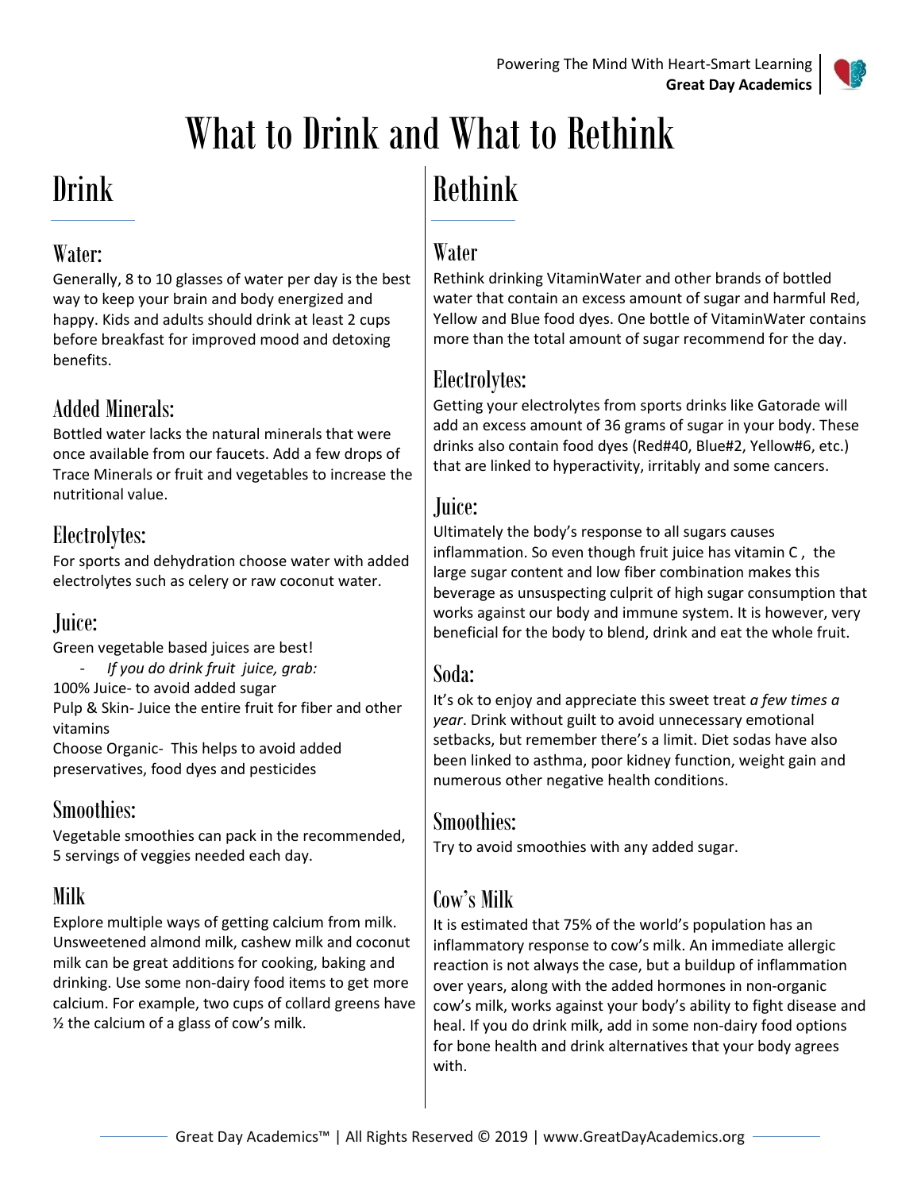# What to Drink and What to Rethink

## Drink

### Water:

Generally, 8 to 10 glasses of water per day is the best way to keep your brain and body energized and happy. Kids and adults should drink at least 2 cups before breakfast for improved mood and detoxing benefits.

### Added Minerals:

Bottled water lacks the natural minerals that were once available from our faucets. Add a few drops of Trace Minerals or fruit and vegetables to increase the nutritional value.

### Electrolytes:

For sports and dehydration choose water with added electrolytes such as celery or raw coconut water.

### Juice:

Green vegetable based juices are best!

- *If you do drink fruit juice, grab:*

100% Juice- to avoid added sugar

Pulp & Skin- Juice the entire fruit for fiber and other vitamins

Choose Organic- This helps to avoid added preservatives, food dyes and pesticides

### Smoothies:

Vegetable smoothies can pack in the recommended, 5 servings of veggies needed each day.

### Milk

Explore multiple ways of getting calcium from milk. Unsweetened almond milk, cashew milk and coconut milk can be great additions for cooking, baking and drinking. Use some non-dairy food items to get more calcium. For example, two cups of collard greens have ½ the calcium of a glass of cow's milk.

## Rethink

### Water

Rethink drinking VitaminWater and other brands of bottled water that contain an excess amount of sugar and harmful Red, Yellow and Blue food dyes. One bottle of VitaminWater contains more than the total amount of sugar recommend for the day.

### Electrolytes:

Getting your electrolytes from sports drinks like Gatorade will add an excess amount of 36 grams of sugar in your body. These drinks also contain food dyes (Red#40, Blue#2, Yellow#6, etc.) that are linked to hyperactivity, irritably and some cancers.

### Juice:

Ultimately the body's response to all sugars causes inflammation. So even though fruit juice has vitamin C , the large sugar content and low fiber combination makes this beverage as unsuspecting culprit of high sugar consumption that works against our body and immune system. It is however, very beneficial for the body to blend, drink and eat the whole fruit.

### Soda:

It's ok to enjoy and appreciate this sweet treat *a few times a year*. Drink without guilt to avoid unnecessary emotional setbacks, but remember there's a limit. Diet sodas have also been linked to asthma, poor kidney function, weight gain and numerous other negative health conditions.

### Smoothies:

Try to avoid smoothies with any added sugar.

### Cow's Milk

It is estimated that 75% of the world's population has an inflammatory response to cow's milk. An immediate allergic reaction is not always the case, but a buildup of inflammation over years, along with the added hormones in non-organic cow's milk, works against your body's ability to fight disease and heal. If you do drink milk, add in some non-dairy food options for bone health and drink alternatives that your body agrees with.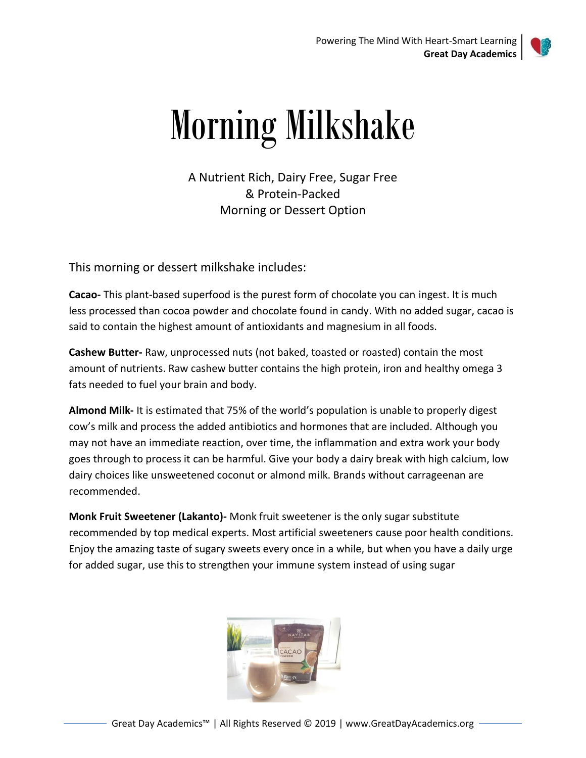# Morning Milkshake

A Nutrient Rich, Dairy Free, Sugar Free
& Protein-Packed
Morning or Dessert Option

This morning or dessert milkshake includes:

**Cacao-** This plant-based superfood is the purest form of chocolate you can ingest. It is much less processed than cocoa powder and chocolate found in candy. With no added sugar, cacao is said to contain the highest amount of antioxidants and magnesium in all foods.

**Cashew Butter-** Raw, unprocessed nuts (not baked, toasted or roasted) contain the most amount of nutrients. Raw cashew butter contains the high protein, iron and healthy omega 3 fats needed to fuel your brain and body.

**Almond Milk-** It is estimated that 75% of the world's population is unable to properly digest cow's milk and process the added antibiotics and hormones that are included. Although you may not have an immediate reaction, over time, the inflammation and extra work your body goes through to process it can be harmful. Give your body a dairy break with high calcium, low dairy choices like unsweetened coconut or almond milk. Brands without carrageenan are recommended.

**Monk Fruit Sweetener (Lakanto)-** Monk fruit sweetener is the only sugar substitute recommended by top medical experts. Most artificial sweeteners cause poor health conditions. Enjoy the amazing taste of sugary sweets every once in a while, but when you have a daily urge for added sugar, use this to strengthen your immune system instead of using sugar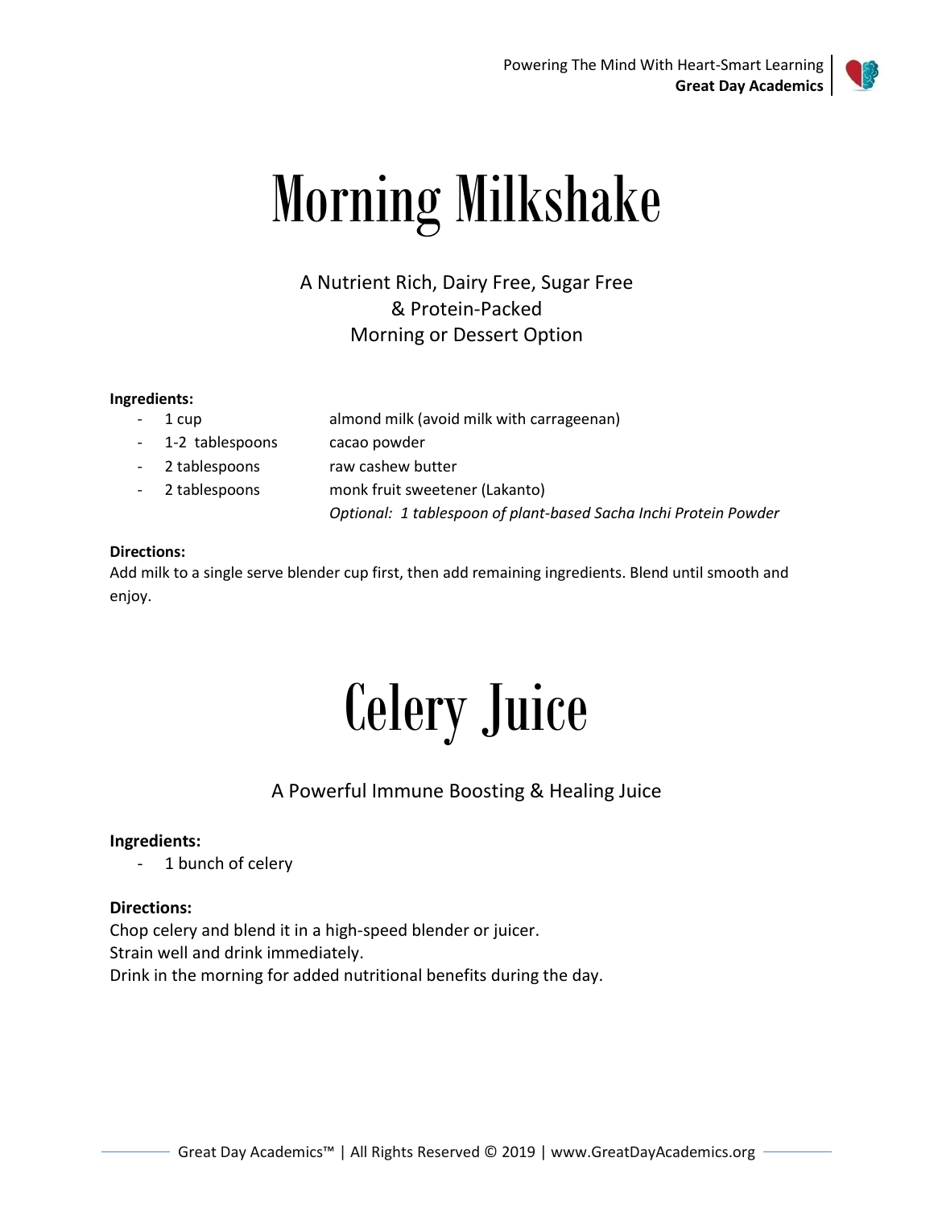# Morning Milkshake

A Nutrient Rich, Dairy Free, Sugar Free
& Protein-Packed
Morning or Dessert Option

**Ingredients:**

- 1 cup almond milk (avoid milk with carrageenan)
- 1-2 tablespoons cacao powder
- 2 tablespoons raw cashew butter
- 2 tablespoons monk fruit sweetener (Lakanto)

*Optional: 1 tablespoon of plant-based Sacha Inchi Protein Powder*

**Directions:**
Add milk to a single serve blender cup first, then add remaining ingredients. Blend until smooth and enjoy.

# Celery Juice

A Powerful Immune Boosting & Healing Juice

**Ingredients:**

- 1 bunch of celery

**Directions:**
Chop celery and blend it in a high-speed blender or juicer.
Strain well and drink immediately.
Drink in the morning for added nutritional benefits during the day.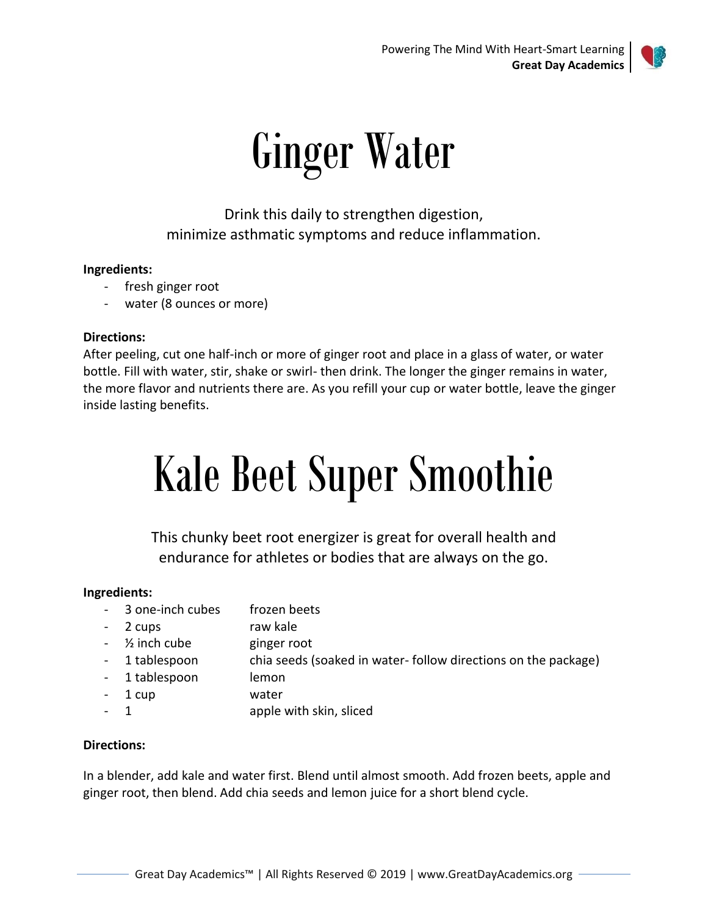# Ginger Water

Drink this daily to strengthen digestion,
minimize asthmatic symptoms and reduce inflammation.

**Ingredients:**

- fresh ginger root
- water (8 ounces or more)

**Directions:**

After peeling, cut one half-inch or more of ginger root and place in a glass of water, or water bottle. Fill with water, stir, shake or swirl- then drink. The longer the ginger remains in water, the more flavor and nutrients there are. As you refill your cup or water bottle, leave the ginger inside lasting benefits.

# Kale Beet Super Smoothie

This chunky beet root energizer is great for overall health and
endurance for athletes or bodies that are always on the go.

**Ingredients:**

- 3 one-inch cubes frozen beets
- 2 cups raw kale
- ½ inch cube ginger root
- 1 tablespoon chia seeds (soaked in water- follow directions on the package)
- 1 tablespoon lemon
- 1 cup water
- 1 apple with skin, sliced

**Directions:**

In a blender, add kale and water first. Blend until almost smooth. Add frozen beets, apple and ginger root, then blend. Add chia seeds and lemon juice for a short blend cycle.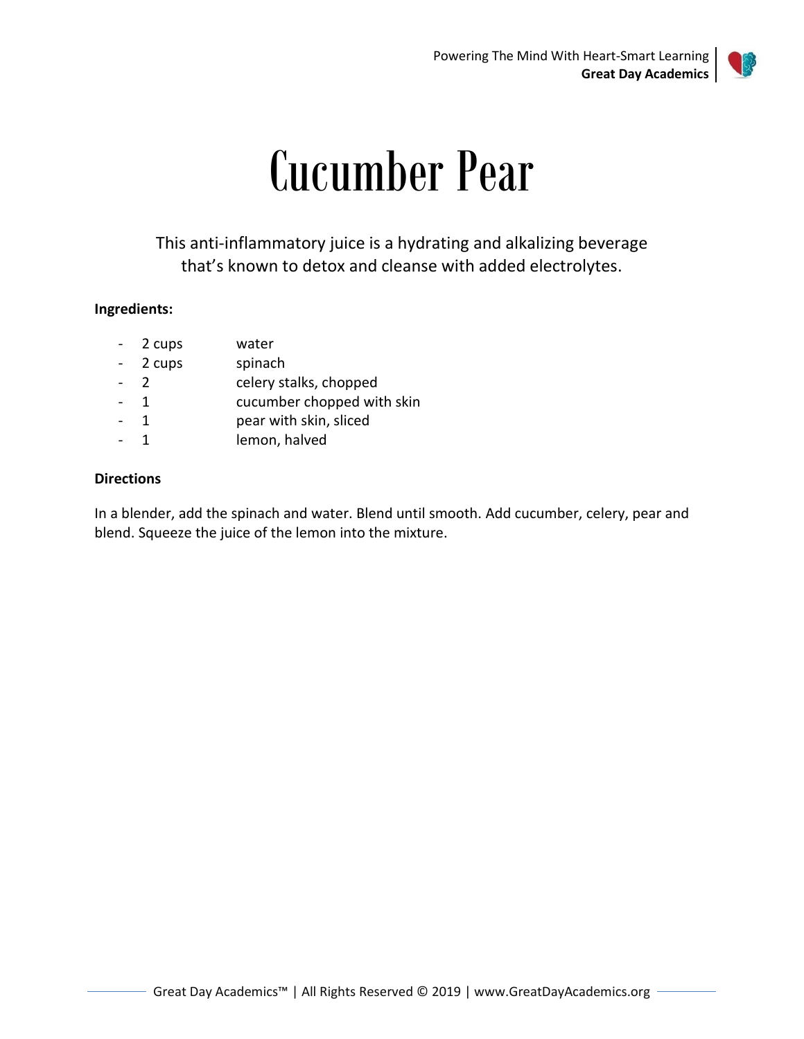# Cucumber Pear

This anti-inflammatory juice is a hydrating and alkalizing beverage that's known to detox and cleanse with added electrolytes.

**Ingredients:**

- 2 cups water
- 2 cups spinach
- 2 celery stalks, chopped
- 1 cucumber chopped with skin
- 1 pear with skin, sliced
- 1 lemon, halved

**Directions**

In a blender, add the spinach and water. Blend until smooth. Add cucumber, celery, pear and blend. Squeeze the juice of the lemon into the mixture.